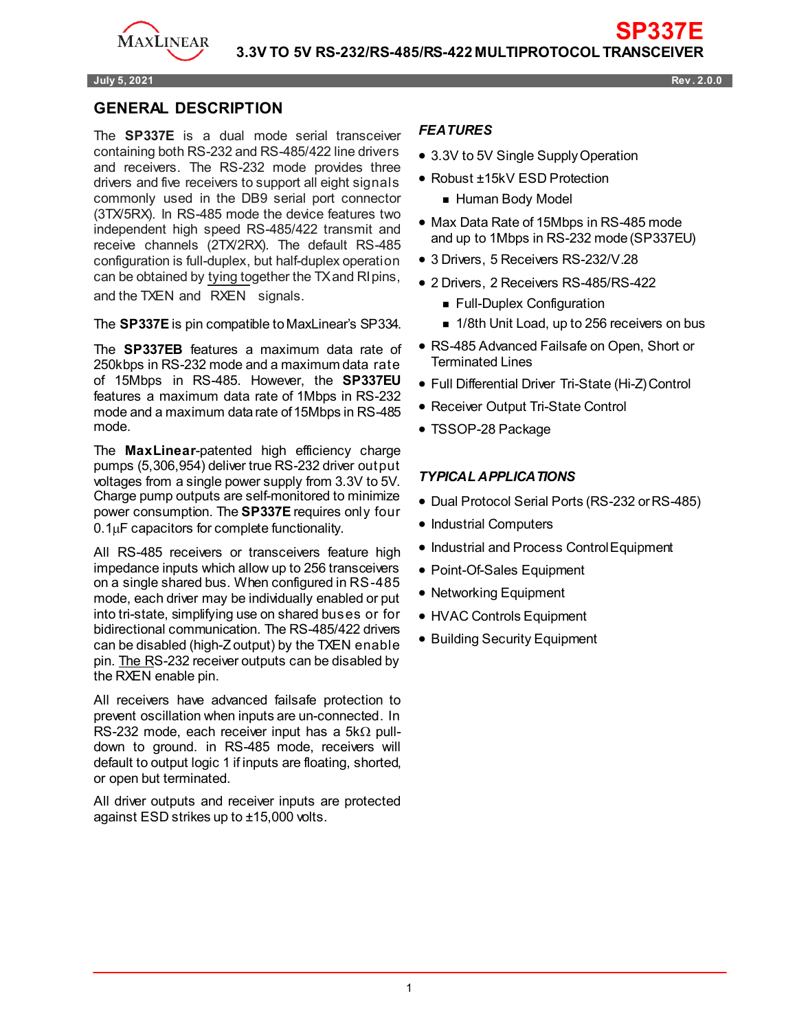# SP337E

## 3.3V TO 5V RS-232/RS-485/RS-422 MULTIPROTOCOL TRANSCEIVER

July 5, 2021 Rev. 2.0.0

## GENERAL DESCRIPTION

The **SP337E** is a dual mode serial transceiver containing both RS-232 and RS-485/422 line drivers and receivers. The RS-232 mode provides three drivers and five receivers to support all eight signals commonly used in the DB9 serial port connector (3TX/5RX). In RS-485 mode the device features two independent high speed RS-485/422 transmit and receive channels (2TX/2RX). The default RS-485 configuration is full-duplex, but half-duplex operation can be obtained by tying together the TX and RI pins, and the TXEN and RXEN signals.

The **SP337E** is pin compatible to MaxLinear's SP334.

The **SP337EB** features a maximum data rate of 250kbps in RS-232 mode and a maximum data rate of 15Mbps in RS-485. However, the **SP337EU** features a maximum data rate of 1Mbps in RS-232 mode and a maximum data rate of 15Mbps in RS-485 mode.

The **MaxLinear**-patented high efficiency charge pumps (5,306,954) deliver true RS-232 driver output voltages from a single power supply from 3.3V to 5V. Charge pump outputs are self-monitored to minimize power consumption. The **SP337E** requires only four 0.1µF capacitors for complete functionality.

All RS-485 receivers or transceivers feature high impedance inputs which allow up to 256 transceivers on a single shared bus. When configured in RS-485 mode, each driver may be individually enabled or put into tri-state, simplifying use on shared buses or for bidirectional communication. The RS-485/422 drivers can be disabled (high-Z output) by the TXEN enable pin. The RS-232 receiver outputs can be disabled by the RXEN enable pin.

All receivers have advanced failsafe protection to prevent oscillation when inputs are un-connected. In RS-232 mode, each receiver input has a 5kΩ pull-down to ground. in RS-485 mode, receivers will default to output logic 1 if inputs are floating, shorted, or open but terminated.

All driver outputs and receiver inputs are protected against ESD strikes up to ±15,000 volts.

### *FEATURES*

- 3.3V to 5V Single Supply Operation
- Robust ±15kV ESD Protection
  - Human Body Model
- Max Data Rate of 15Mbps in RS-485 mode and up to 1Mbps in RS-232 mode (SP337EU)
- 3 Drivers, 5 Receivers RS-232/V.28
- 2 Drivers, 2 Receivers RS-485/RS-422
  - Full-Duplex Configuration
  - 1/8th Unit Load, up to 256 receivers on bus
- RS-485 Advanced Failsafe on Open, Short or Terminated Lines
- Full Differential Driver Tri-State (Hi-Z) Control
- Receiver Output Tri-State Control
- TSSOP-28 Package

### *TYPICAL APPLICATIONS*

- Dual Protocol Serial Ports (RS-232 or RS-485)
- Industrial Computers
- Industrial and Process Control Equipment
- Point-Of-Sales Equipment
- Networking Equipment
- HVAC Controls Equipment
- Building Security Equipment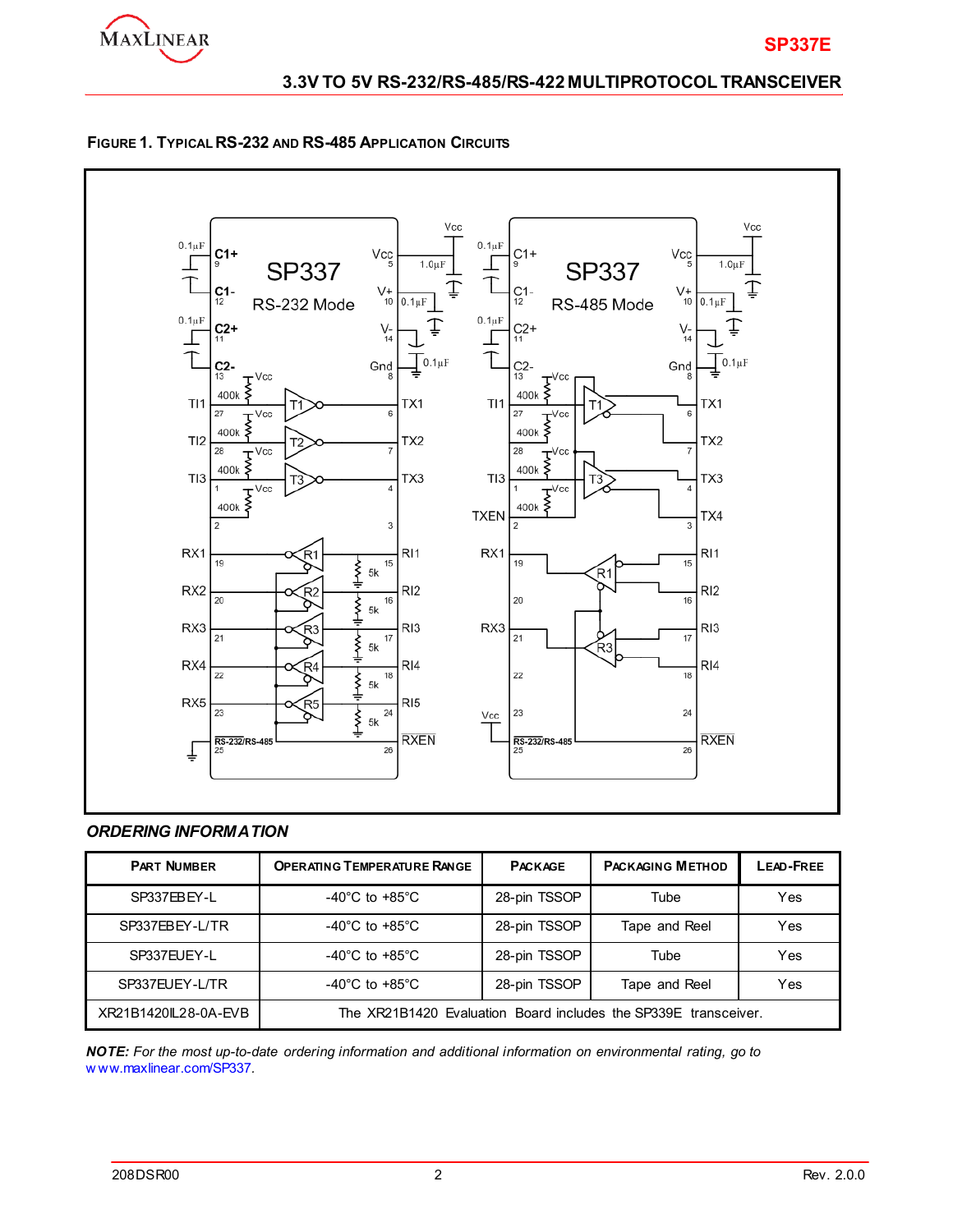**Figure 1. Typical RS-232 and RS-485 Application Circuits**

## ORDERING INFORMATION

| Part Number | Operating Temperature Range | Package | Packaging Method | Lead-Free |
|---|---|---|---|---|
| SP337EBEY-L | -40°C to +85°C | 28-pin TSSOP | Tube | Yes |
| SP337EBEY-L/TR | -40°C to +85°C | 28-pin TSSOP | Tape and Reel | Yes |
| SP337EUEY-L | -40°C to +85°C | 28-pin TSSOP | Tube | Yes |
| SP337EUEY-L/TR | -40°C to +85°C | 28-pin TSSOP | Tape and Reel | Yes |
| XR21B1420IL28-0A-EVB | The XR21B1420 Evaluation Board includes the SP339E transceiver. | | | |

***NOTE:** For the most up-to-date ordering information and additional information on environmental rating, go to* www.maxlinear.com/SP337.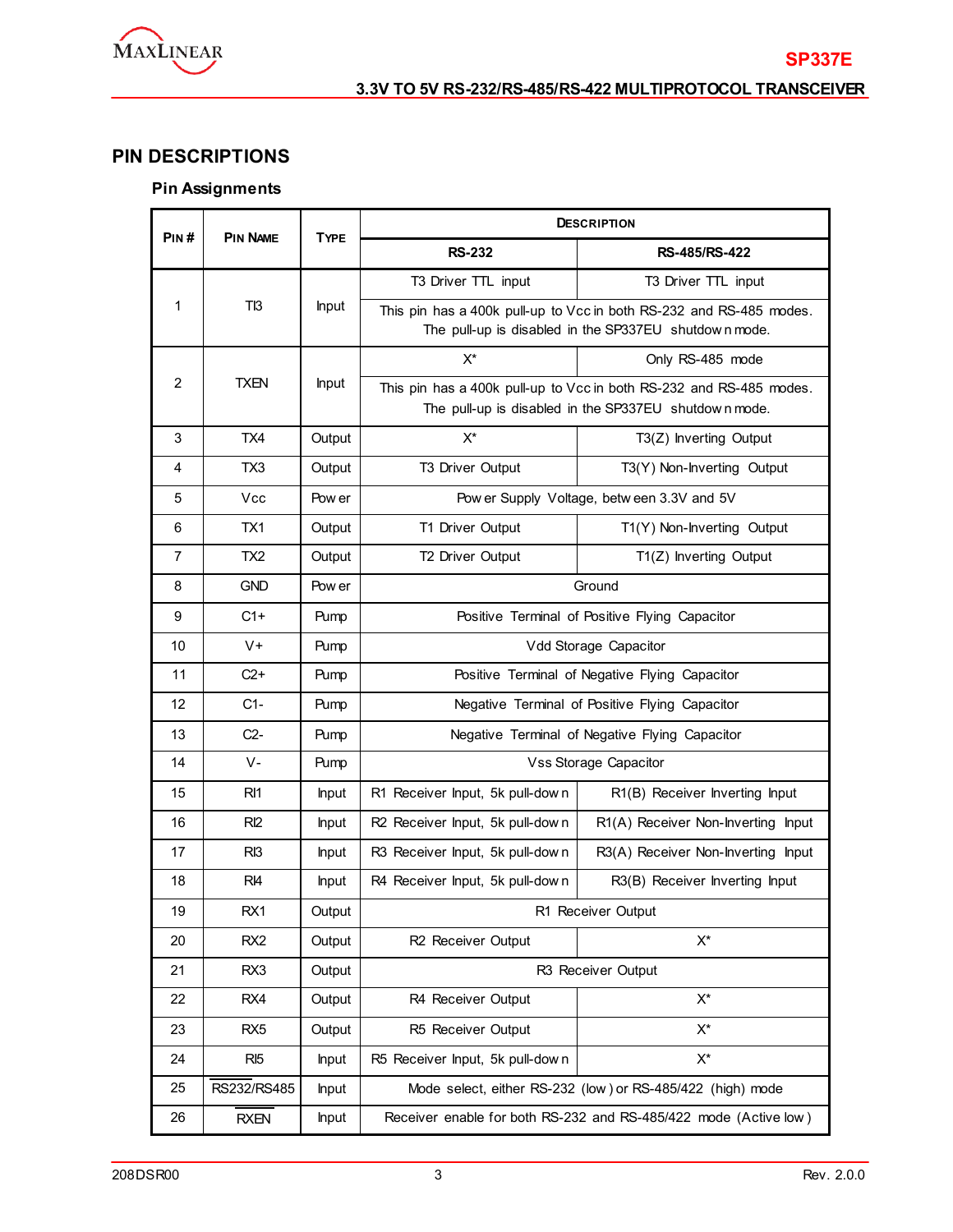## PIN DESCRIPTIONS

### Pin Assignments

| PIN # | PIN NAME | TYPE | DESCRIPTION | |
|---|---|---|---|---|
| | | | RS-232 | RS-485/RS-422 |
| 1 | TI3 | Input | T3 Driver TTL input | T3 Driver TTL input |
| | | | This pin has a 400k pull-up to Vcc in both RS-232 and RS-485 modes. The pull-up is disabled in the SP337EU shutdown mode. | |
| 2 | TXEN | Input | X* | Only RS-485 mode |
| | | | This pin has a 400k pull-up to Vcc in both RS-232 and RS-485 modes. The pull-up is disabled in the SP337EU shutdown mode. | |
| 3 | TX4 | Output | X* | T3(Z) Inverting Output |
| 4 | TX3 | Output | T3 Driver Output | T3(Y) Non-Inverting Output |
| 5 | Vcc | Power | Power Supply Voltage, between 3.3V and 5V | |
| 6 | TX1 | Output | T1 Driver Output | T1(Y) Non-Inverting Output |
| 7 | TX2 | Output | T2 Driver Output | T1(Z) Inverting Output |
| 8 | GND | Power | Ground | |
| 9 | C1+ | Pump | Positive Terminal of Positive Flying Capacitor | |
| 10 | V+ | Pump | Vdd Storage Capacitor | |
| 11 | C2+ | Pump | Positive Terminal of Negative Flying Capacitor | |
| 12 | C1- | Pump | Negative Terminal of Positive Flying Capacitor | |
| 13 | C2- | Pump | Negative Terminal of Negative Flying Capacitor | |
| 14 | V- | Pump | Vss Storage Capacitor | |
| 15 | RI1 | Input | R1 Receiver Input, 5k pull-down | R1(B) Receiver Inverting Input |
| 16 | RI2 | Input | R2 Receiver Input, 5k pull-down | R1(A) Receiver Non-Inverting Input |
| 17 | RI3 | Input | R3 Receiver Input, 5k pull-down | R3(A) Receiver Non-Inverting Input |
| 18 | RI4 | Input | R4 Receiver Input, 5k pull-down | R3(B) Receiver Inverting Input |
| 19 | RX1 | Output | R1 Receiver Output | |
| 20 | RX2 | Output | R2 Receiver Output | X* |
| 21 | RX3 | Output | R3 Receiver Output | |
| 22 | RX4 | Output | R4 Receiver Output | X* |
| 23 | RX5 | Output | R5 Receiver Output | X* |
| 24 | RI5 | Input | R5 Receiver Input, 5k pull-down | X* |
| 25 | $\overline{\text{RS232}}$/RS485 | Input | Mode select, either RS-232 (low) or RS-485/422 (high) mode | |
| 26 | $\overline{\text{RXEN}}$ | Input | Receiver enable for both RS-232 and RS-485/422 mode (Active low) | |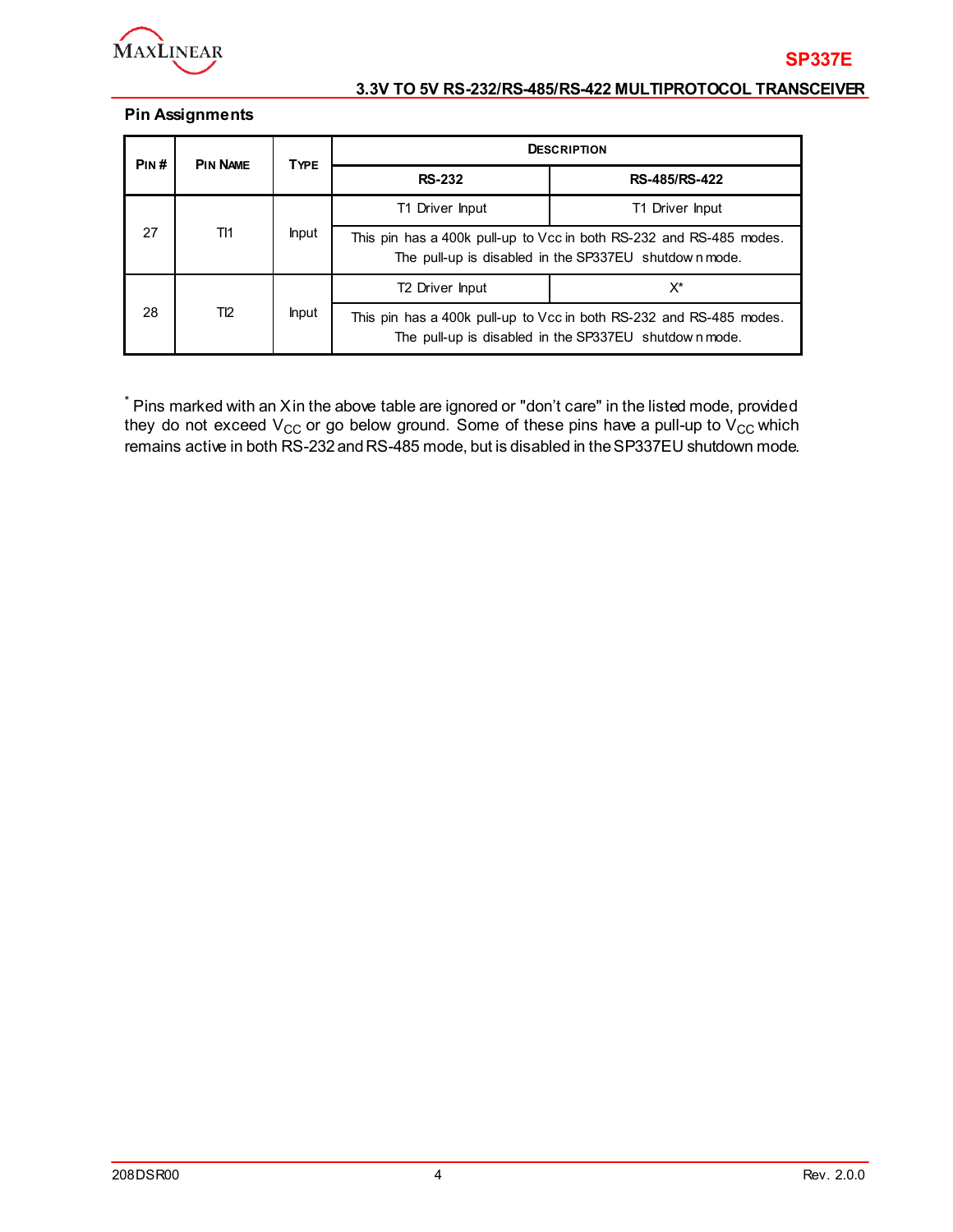## Pin Assignments

| PIN # | PIN NAME | TYPE | DESCRIPTION | |
|---|---|---|---|---|
| | | | RS-232 | RS-485/RS-422 |
| 27 | TI1 | Input | T1 Driver Input | T1 Driver Input |
| | | | This pin has a 400k pull-up to Vcc in both RS-232 and RS-485 modes. The pull-up is disabled in the SP337EU shutdown mode. | |
| 28 | TI2 | Input | T2 Driver Input | X* |
| | | | This pin has a 400k pull-up to Vcc in both RS-232 and RS-485 modes. The pull-up is disabled in the SP337EU shutdown mode. | |

* Pins marked with an X in the above table are ignored or "don't care" in the listed mode, provided they do not exceed $V_{CC}$ or go below ground. Some of these pins have a pull-up to $V_{CC}$ which remains active in both RS-232 and RS-485 mode, but is disabled in the SP337EU shutdown mode.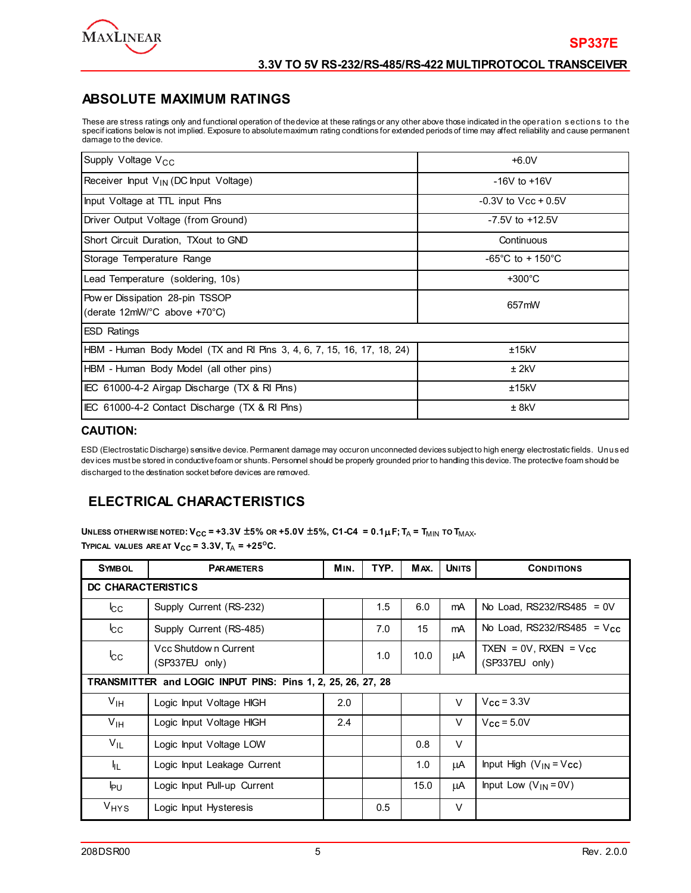## ABSOLUTE MAXIMUM RATINGS

These are stress ratings only and functional operation of the device at these ratings or any other above those indicated in the operation sections to the specifications below is not implied. Exposure to absolute maximum rating conditions for extended periods of time may affect reliability and cause permanent damage to the device.

| | |
|---|---|
| Supply Voltage $V_{CC}$ | +6.0V |
| Receiver Input $V_{IN}$ (DC Input Voltage) | -16V to +16V |
| Input Voltage at TTL input Pins | -0.3V to Vcc + 0.5V |
| Driver Output Voltage (from Ground) | -7.5V to +12.5V |
| Short Circuit Duration, TXout to GND | Continuous |
| Storage Temperature Range | -65°C to + 150°C |
| Lead Temperature (soldering, 10s) | +300°C |
| Power Dissipation 28-pin TSSOP (derate 12mW/°C above +70°C) | 657mW |
| ESD Ratings | |
| HBM - Human Body Model (TX and RI Pins 3, 4, 6, 7, 15, 16, 17, 18, 24) | ±15kV |
| HBM - Human Body Model (all other pins) | ± 2kV |
| IEC 61000-4-2 Airgap Discharge (TX & RI Pins) | ±15kV |
| IEC 61000-4-2 Contact Discharge (TX & RI Pins) | ± 8kV |

### CAUTION:

ESD (Electrostatic Discharge) sensitive device. Permanent damage may occur on unconnected devices subject to high energy electrostatic fields. Unused devices must be stored in conductive foam or shunts. Personnel should be properly grounded prior to handling this device. The protective foam should be discharged to the destination socket before devices are removed.

## ELECTRICAL CHARACTERISTICS

**UNLESS OTHERWISE NOTED: $V_{CC}$ = +3.3V ±5% OR +5.0V ±5%, C1-C4 = 0.1µF; $T_A$ = $T_{MIN}$ TO $T_{MAX}$.**
**TYPICAL VALUES ARE AT $V_{CC}$ = 3.3V, $T_A$ = +25°C.**

| SYMBOL | PARAMETERS | MIN. | TYP. | MAX. | UNITS | CONDITIONS |
|---|---|---|---|---|---|---|
| **DC CHARACTERISTICS** | | | | | | |
| $I_{CC}$ | Supply Current (RS-232) | | 1.5 | 6.0 | mA | No Load, RS232/RS485 = 0V |
| $I_{CC}$ | Supply Current (RS-485) | | 7.0 | 15 | mA | No Load, RS232/RS485 = $V_{CC}$ |
| $I_{CC}$ | Vcc Shutdown Current (SP337EU only) | | 1.0 | 10.0 | µA | TXEN = 0V, RXEN = $V_{CC}$ (SP337EU only) |
| **TRANSMITTER and LOGIC INPUT PINS: Pins 1, 2, 25, 26, 27, 28** | | | | | | |
| $V_{IH}$ | Logic Input Voltage HIGH | 2.0 | | | V | $V_{CC}$ = 3.3V |
| $V_{IH}$ | Logic Input Voltage HIGH | 2.4 | | | V | $V_{CC}$ = 5.0V |
| $V_{IL}$ | Logic Input Voltage LOW | | | 0.8 | V | |
| $I_{IL}$ | Logic Input Leakage Current | | | 1.0 | µA | Input High ($V_{IN}$ = Vcc) |
| $I_{PU}$ | Logic Input Pull-up Current | | | 15.0 | µA | Input Low ($V_{IN}$ = 0V) |
| $V_{HYS}$ | Logic Input Hysteresis | | 0.5 | | V | |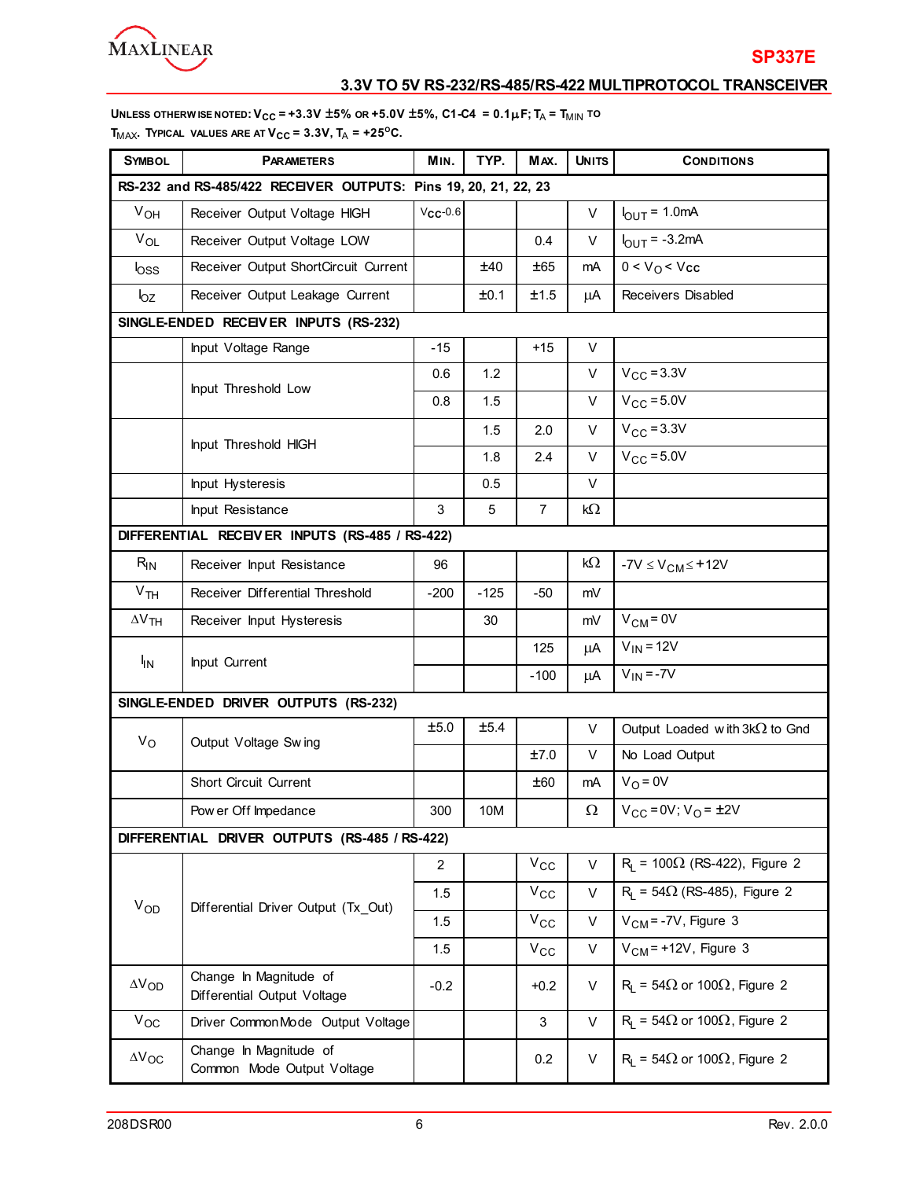UNLESS OTHERWISE NOTED: $V_{CC}$ = +3.3V ±5% OR +5.0V ±5%, C1-C4 = 0.1μF; $T_A$ = $T_{MIN}$ TO $T_{MAX}$. TYPICAL VALUES ARE AT $V_{CC}$ = 3.3V, $T_A$ = +25°C.

| SYMBOL | PARAMETERS | MIN. | TYP. | MAX. | UNITS | CONDITIONS |
|---|---|---|---|---|---|---|
| **RS-232 and RS-485/422 RECEIVER OUTPUTS: Pins 19, 20, 21, 22, 23** | | | | | | |
| $V_{OH}$ | Receiver Output Voltage HIGH | $V_{CC}$-0.6 | | | V | $I_{OUT}$ = 1.0mA |
| $V_{OL}$ | Receiver Output Voltage LOW | | | 0.4 | V | $I_{OUT}$ = -3.2mA |
| $I_{OSS}$ | Receiver Output ShortCircuit Current | | ±40 | ±65 | mA | 0 < $V_O$ < $V_{CC}$ |
| $I_{OZ}$ | Receiver Output Leakage Current | | ±0.1 | ±1.5 | μA | Receivers Disabled |
| **SINGLE-ENDED RECEIVER INPUTS (RS-232)** | | | | | | |
| | Input Voltage Range | -15 | | +15 | V | |
| | Input Threshold Low | 0.6 | 1.2 | | V | $V_{CC}$ = 3.3V |
| | | 0.8 | 1.5 | | V | $V_{CC}$ = 5.0V |
| | Input Threshold HIGH | | 1.5 | 2.0 | V | $V_{CC}$ = 3.3V |
| | | | 1.8 | 2.4 | V | $V_{CC}$ = 5.0V |
| | Input Hysteresis | | 0.5 | | V | |
| | Input Resistance | 3 | 5 | 7 | kΩ | |
| **DIFFERENTIAL RECEIVER INPUTS (RS-485 / RS-422)** | | | | | | |
| $R_{IN}$ | Receiver Input Resistance | 96 | | | kΩ | -7V ≤ $V_{CM}$ ≤ +12V |
| $V_{TH}$ | Receiver Differential Threshold | -200 | -125 | -50 | mV | |
| $\Delta V_{TH}$ | Receiver Input Hysteresis | | 30 | | mV | $V_{CM}$ = 0V |
| $I_{IN}$ | Input Current | | | 125 | μA | $V_{IN}$ = 12V |
| | | | | -100 | μA | $V_{IN}$ = -7V |
| **SINGLE-ENDED DRIVER OUTPUTS (RS-232)** | | | | | | |
| $V_O$ | Output Voltage Swing | ±5.0 | ±5.4 | | V | Output Loaded with 3kΩ to Gnd |
| | | | | ±7.0 | V | No Load Output |
| | Short Circuit Current | | | ±60 | mA | $V_O$ = 0V |
| | Power Off Impedance | 300 | 10M | | Ω | $V_{CC}$ = 0V; $V_O$ = ±2V |
| **DIFFERENTIAL DRIVER OUTPUTS (RS-485 / RS-422)** | | | | | | |
| $V_{OD}$ | Differential Driver Output (Tx_Out) | 2 | | $V_{CC}$ | V | $R_L$ = 100Ω (RS-422), Figure 2 |
| | | 1.5 | | $V_{CC}$ | V | $R_L$ = 54Ω (RS-485), Figure 2 |
| | | 1.5 | | $V_{CC}$ | V | $V_{CM}$ = -7V, Figure 3 |
| | | 1.5 | | $V_{CC}$ | V | $V_{CM}$ = +12V, Figure 3 |
| $\Delta V_{OD}$ | Change In Magnitude of Differential Output Voltage | -0.2 | | +0.2 | V | $R_L$ = 54Ω or 100Ω, Figure 2 |
| $V_{OC}$ | Driver Common Mode Output Voltage | | | 3 | V | $R_L$ = 54Ω or 100Ω, Figure 2 |
| $\Delta V_{OC}$ | Change In Magnitude of Common Mode Output Voltage | | | 0.2 | V | $R_L$ = 54Ω or 100Ω, Figure 2 |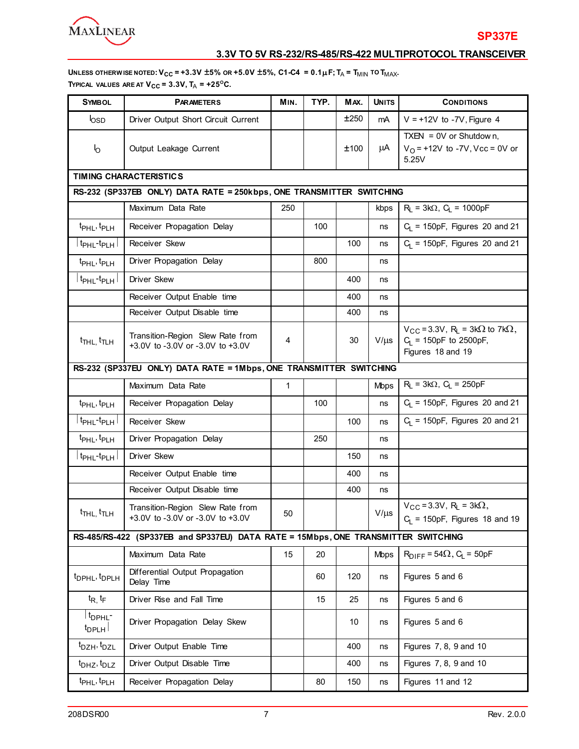Unless otherwise noted: $V_{CC}$ = +3.3V ±5% or +5.0V ±5%, C1-C4 = 0.1µF; $T_A$ = $T_{MIN}$ to $T_{MAX}$.
Typical values are at $V_{CC}$ = 3.3V, $T_A$ = +25°C.

| Symbol | Parameters | Min. | Typ. | Max. | Units | Conditions |
|---|---|---|---|---|---|---|
| $I_{OSD}$ | Driver Output Short Circuit Current | | | ±250 | mA | V = +12V to -7V, Figure 4 |
| $I_O$ | Output Leakage Current | | | ±100 | µA | TXEN = 0V or Shutdown, $V_O$ = +12V to -7V, Vcc = 0V or 5.25V |
| **TIMING CHARACTERISTICS** | | | | | | |
| **RS-232 (SP337EB ONLY) DATA RATE = 250kbps, ONE TRANSMITTER SWITCHING** | | | | | | |
| | Maximum Data Rate | 250 | | | kbps | $R_L$ = 3kΩ, $C_L$ = 1000pF |
| $t_{PHL}$, $t_{PLH}$ | Receiver Propagation Delay | | 100 | | ns | $C_L$ = 150pF, Figures 20 and 21 |
| $\lvert t_{PHL}-t_{PLH} \rvert$ | Receiver Skew | | | 100 | ns | $C_L$ = 150pF, Figures 20 and 21 |
| $t_{PHL}$, $t_{PLH}$ | Driver Propagation Delay | | 800 | | ns | |
| $\lvert t_{PHL}-t_{PLH} \rvert$ | Driver Skew | | | 400 | ns | |
| | Receiver Output Enable time | | | 400 | ns | |
| | Receiver Output Disable time | | | 400 | ns | |
| $t_{THL}$, $t_{TLH}$ | Transition-Region Slew Rate from +3.0V to -3.0V or -3.0V to +3.0V | 4 | | 30 | V/µs | $V_{CC}$ = 3.3V, $R_L$ = 3kΩ to 7kΩ, $C_L$ = 150pF to 2500pF, Figures 18 and 19 |
| **RS-232 (SP337EU ONLY) DATA RATE = 1Mbps, ONE TRANSMITTER SWITCHING** | | | | | | |
| | Maximum Data Rate | 1 | | | Mbps | $R_L$ = 3kΩ, $C_L$ = 250pF |
| $t_{PHL}$, $t_{PLH}$ | Receiver Propagation Delay | | 100 | | ns | $C_L$ = 150pF, Figures 20 and 21 |
| $\lvert t_{PHL}-t_{PLH} \rvert$ | Receiver Skew | | | 100 | ns | $C_L$ = 150pF, Figures 20 and 21 |
| $t_{PHL}$, $t_{PLH}$ | Driver Propagation Delay | | 250 | | ns | |
| $\lvert t_{PHL}-t_{PLH} \rvert$ | Driver Skew | | | 150 | ns | |
| | Receiver Output Enable time | | | 400 | ns | |
| | Receiver Output Disable time | | | 400 | ns | |
| $t_{THL}$, $t_{TLH}$ | Transition-Region Slew Rate from +3.0V to -3.0V or -3.0V to +3.0V | 50 | | | V/µs | $V_{CC}$ = 3.3V, $R_L$ = 3kΩ, $C_L$ = 150pF, Figures 18 and 19 |
| **RS-485/RS-422 (SP337EB and SP337EU) DATA RATE = 15Mbps, ONE TRANSMITTER SWITCHING** | | | | | | |
| | Maximum Data Rate | 15 | 20 | | Mbps | $R_{DIFF}$ = 54Ω, $C_L$ = 50pF |
| $t_{DPHL}$, $t_{DPLH}$ | Differential Output Propagation Delay Time | | 60 | 120 | ns | Figures 5 and 6 |
| $t_R$, $t_F$ | Driver Rise and Fall Time | | 15 | 25 | ns | Figures 5 and 6 |
| $\lvert t_{DPHL}-t_{DPLH} \rvert$ | Driver Propagation Delay Skew | | | 10 | ns | Figures 5 and 6 |
| $t_{DZH}$, $t_{DZL}$ | Driver Output Enable Time | | | 400 | ns | Figures 7, 8, 9 and 10 |
| $t_{DHZ}$, $t_{DLZ}$ | Driver Output Disable Time | | | 400 | ns | Figures 7, 8, 9 and 10 |
| $t_{PHL}$, $t_{PLH}$ | Receiver Propagation Delay | | 80 | 150 | ns | Figures 11 and 12 |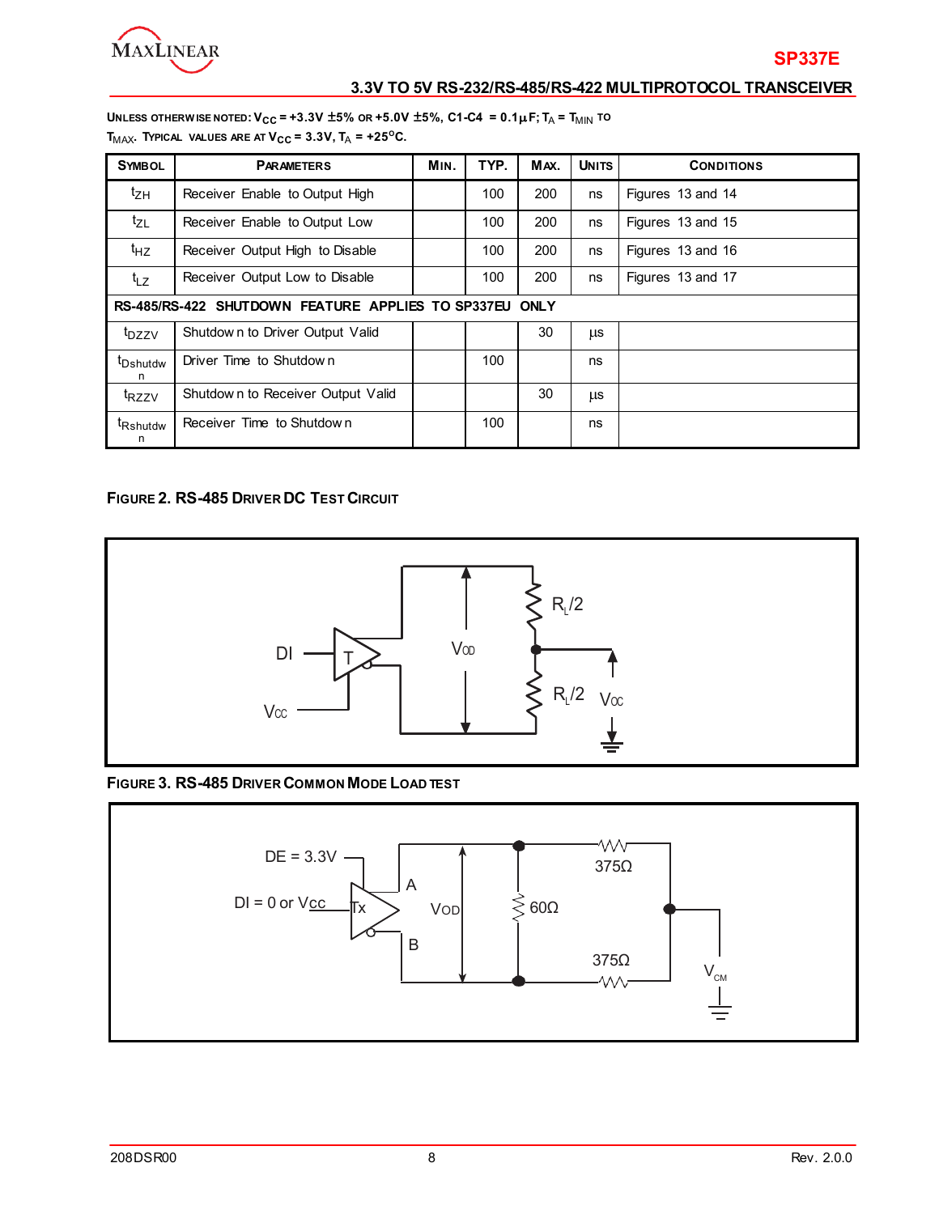UNLESS OTHERWISE NOTED: $V_{CC}$ = +3.3V ±5% OR +5.0V ±5%, C1-C4 = 0.1µF; $T_A$ = $T_{MIN}$ TO $T_{MAX}$. TYPICAL VALUES ARE AT $V_{CC}$ = 3.3V, $T_A$ = +25°C.

| SYMBOL | PARAMETERS | MIN. | TYP. | MAX. | UNITS | CONDITIONS |
|---|---|---|---|---|---|---|
| $t_{ZH}$ | Receiver Enable to Output High | | 100 | 200 | ns | Figures 13 and 14 |
| $t_{ZL}$ | Receiver Enable to Output Low | | 100 | 200 | ns | Figures 13 and 15 |
| $t_{HZ}$ | Receiver Output High to Disable | | 100 | 200 | ns | Figures 13 and 16 |
| $t_{LZ}$ | Receiver Output Low to Disable | | 100 | 200 | ns | Figures 13 and 17 |
| **RS-485/RS-422 SHUTDOWN FEATURE APPLIES TO SP337EU ONLY** | | | | | | |
| $t_{DZZV}$ | Shutdown to Driver Output Valid | | | 30 | µs | |
| $t_{Dshutdown}$ | Driver Time to Shutdown | | 100 | | ns | |
| $t_{RZZV}$ | Shutdown to Receiver Output Valid | | | 30 | µs | |
| $t_{Rshutdown}$ | Receiver Time to Shutdown | | 100 | | ns | |

**FIGURE 2. RS-485 DRIVER DC TEST CIRCUIT**

**FIGURE 3. RS-485 DRIVER COMMON MODE LOAD TEST**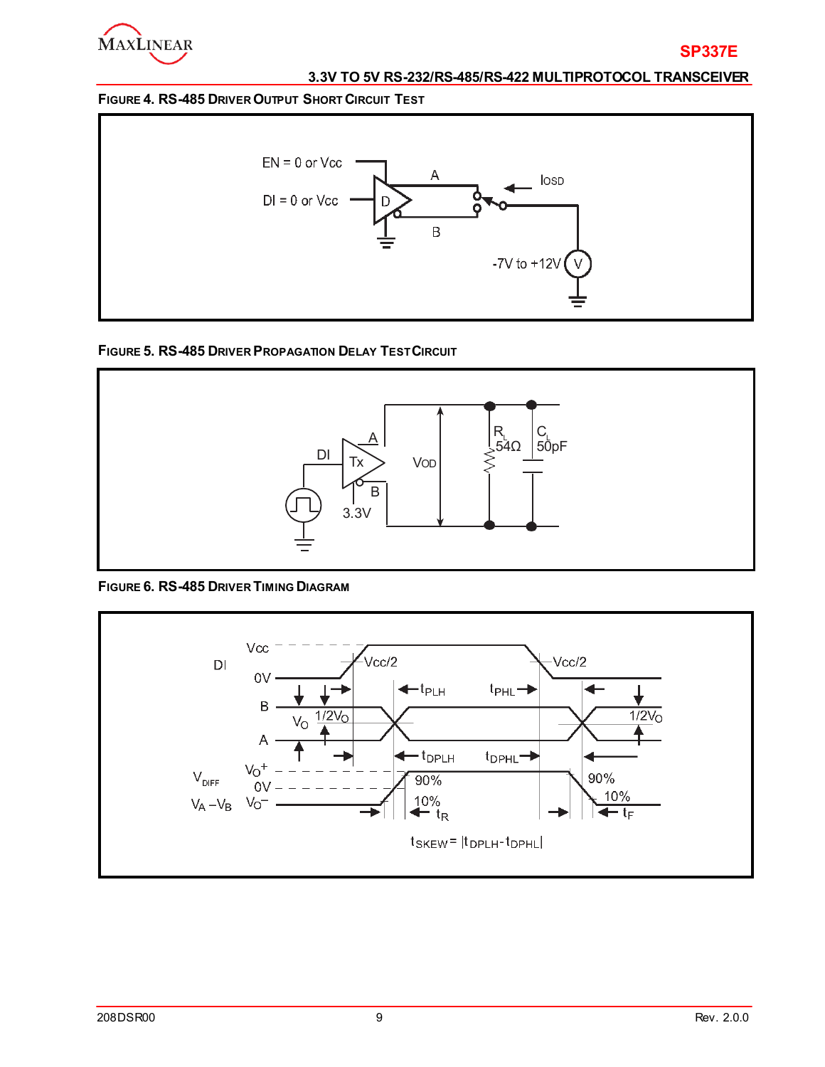FIGURE 4. RS-485 DRIVER OUTPUT SHORT CIRCUIT TEST

FIGURE 5. RS-485 DRIVER PROPAGATION DELAY TEST CIRCUIT

FIGURE 6. RS-485 DRIVER TIMING DIAGRAM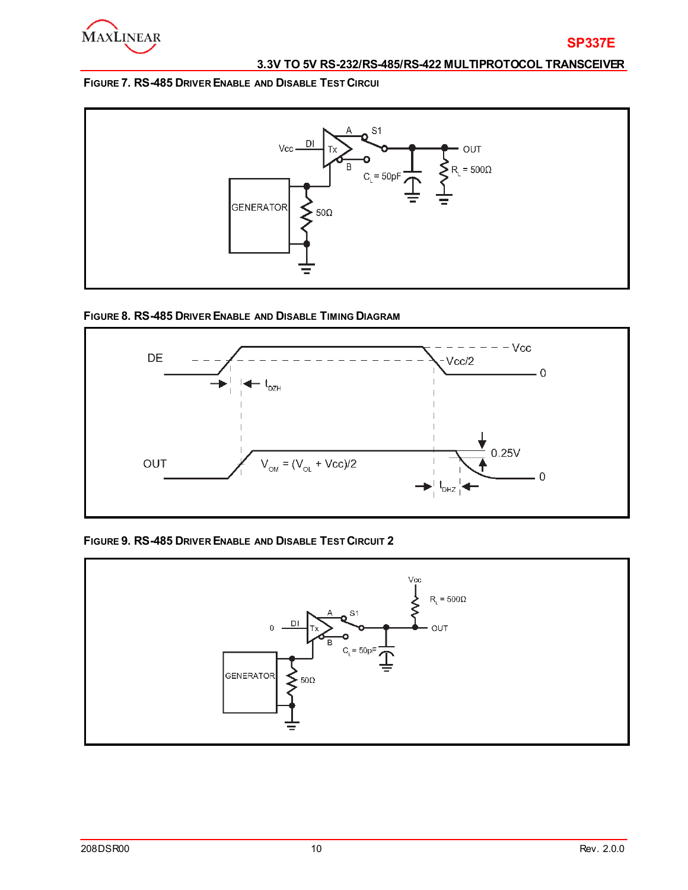**Figure 7. RS-485 Driver Enable and Disable Test Circui**

**Figure 8. RS-485 Driver Enable and Disable Timing Diagram**

**Figure 9. RS-485 Driver Enable and Disable Test Circuit 2**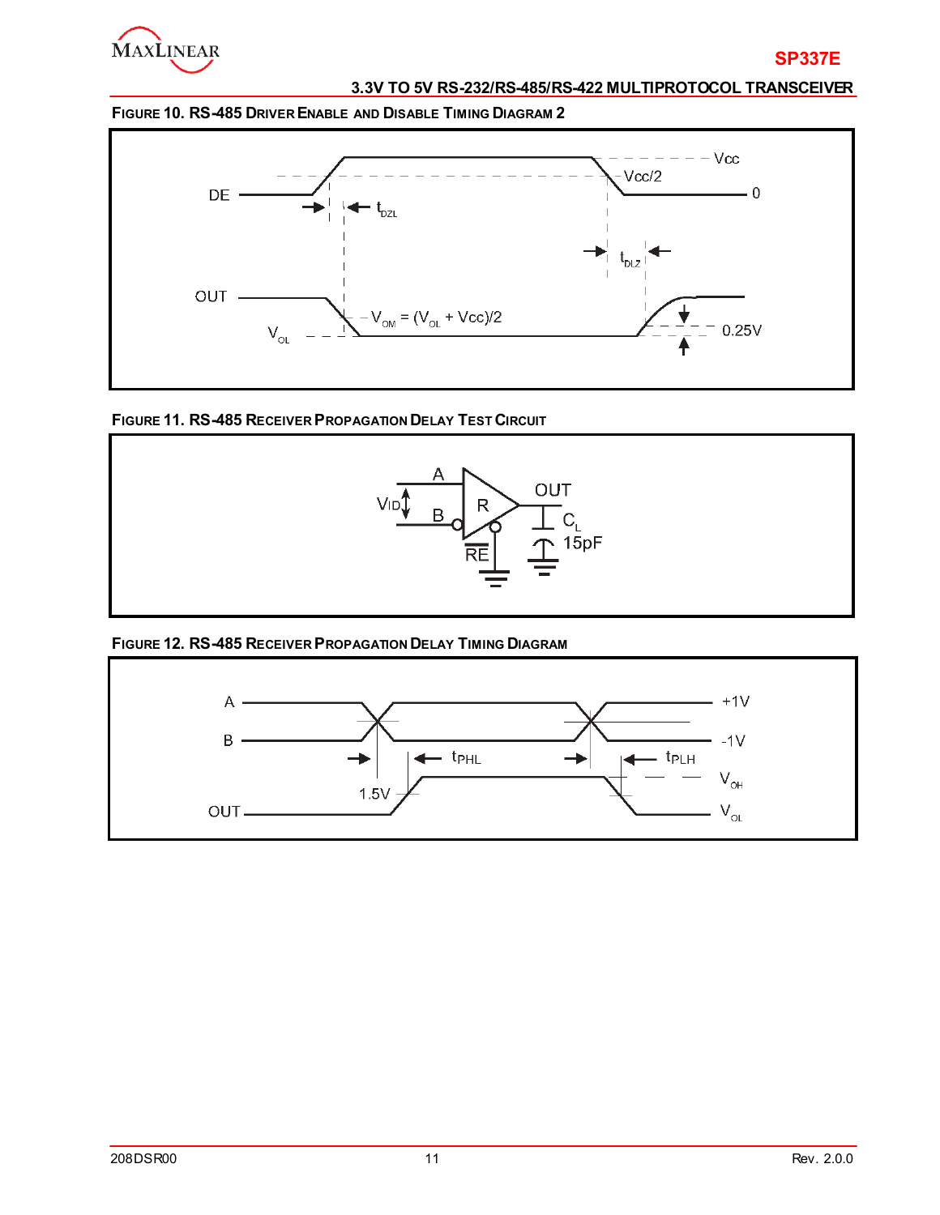**Figure 10. RS-485 Driver Enable and Disable Timing Diagram 2**

**Figure 11. RS-485 Receiver Propagation Delay Test Circuit**

**Figure 12. RS-485 Receiver Propagation Delay Timing Diagram**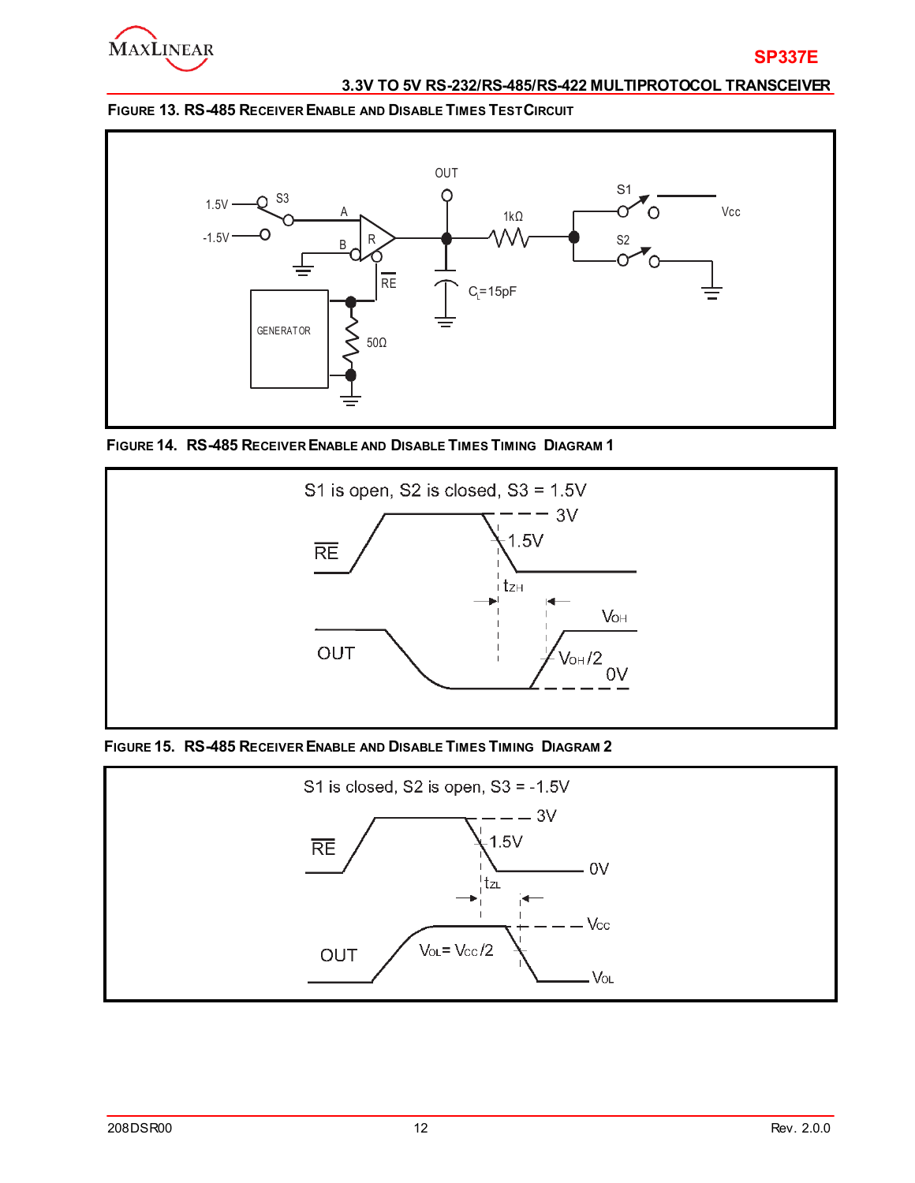**Figure 13. RS-485 Receiver Enable and Disable Times Test Circuit**

**Figure 14. RS-485 Receiver Enable and Disable Times Timing Diagram 1**

**Figure 15. RS-485 Receiver Enable and Disable Times Timing Diagram 2**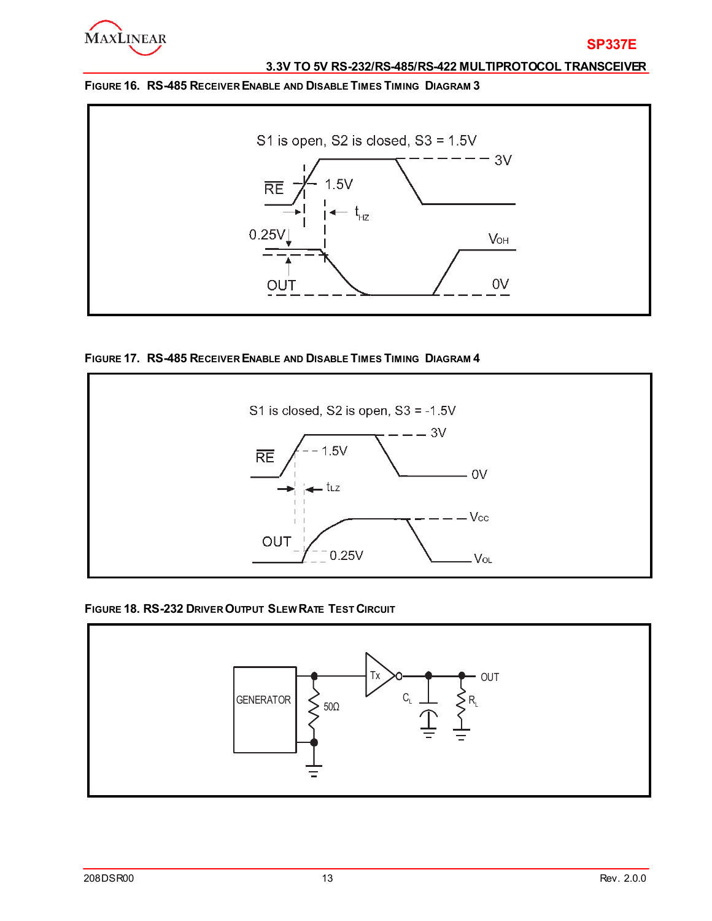**FIGURE 16. RS-485 RECEIVER ENABLE AND DISABLE TIMES TIMING DIAGRAM 3**

S1 is open, S2 is closed, S3 = 1.5V

RE 1.5V 3V $t_{HZ}$ 0.25V $V_{OH}$ OUT 0V

**FIGURE 17. RS-485 RECEIVER ENABLE AND DISABLE TIMES TIMING DIAGRAM 4**

S1 is closed, S2 is open, S3 = -1.5V

RE 1.5V 3V 0V $t_{LZ}$ $V_{CC}$ OUT 0.25V $V_{OL}$

**FIGURE 18. RS-232 DRIVER OUTPUT SLEW RATE TEST CIRCUIT**

GENERATOR 50Ω Tx $C_L$ $R_L$ OUT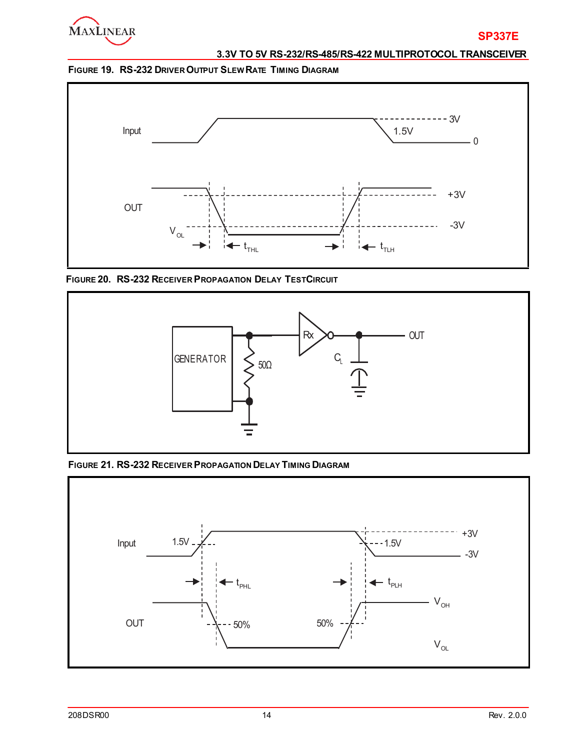FIGURE 19. RS-232 DRIVER OUTPUT SLEW RATE TIMING DIAGRAM

Input

3V

1.5V

0

OUT

+3V

-3V

$V_{OL}$

$t_{THL}$

$t_{TLH}$

FIGURE 20. RS-232 RECEIVER PROPAGATION DELAY TEST CIRCUIT

GENERATOR

50Ω

Rx

$C_L$

OUT

FIGURE 21. RS-232 RECEIVER PROPAGATION DELAY TIMING DIAGRAM

Input

1.5V

1.5V

+3V

-3V

$t_{PHL}$

$t_{PLH}$

OUT

50%

50%

$V_{OH}$

$V_{OL}$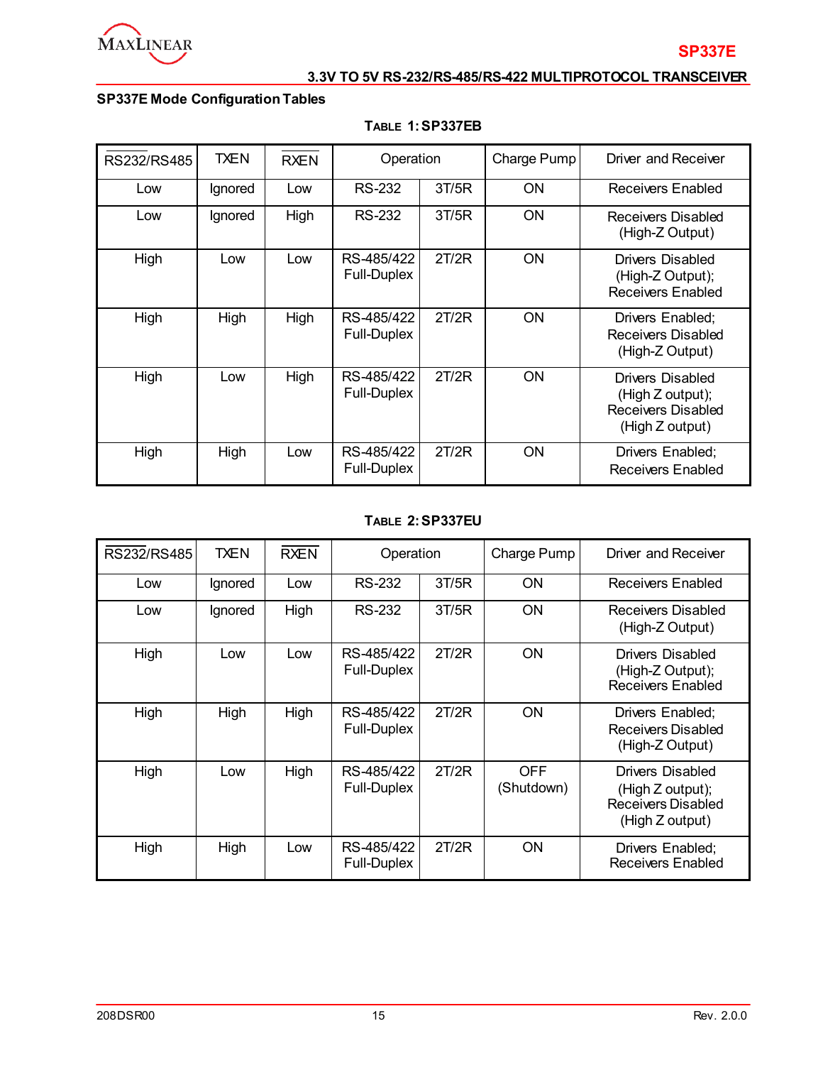## SP337E Mode Configuration Tables

**TABLE 1: SP337EB**

| $\overline{RS232}$/RS485 | TXEN | $\overline{RXEN}$ | Operation | | Charge Pump | Driver and Receiver |
|---|---|---|---|---|---|---|
| Low | Ignored | Low | RS-232 | 3T/5R | ON | Receivers Enabled |
| Low | Ignored | High | RS-232 | 3T/5R | ON | Receivers Disabled (High-Z Output) |
| High | Low | Low | RS-485/422 Full-Duplex | 2T/2R | ON | Drivers Disabled (High-Z Output); Receivers Enabled |
| High | High | High | RS-485/422 Full-Duplex | 2T/2R | ON | Drivers Enabled; Receivers Disabled (High-Z Output) |
| High | Low | High | RS-485/422 Full-Duplex | 2T/2R | ON | Drivers Disabled (High Z output); Receivers Disabled (High Z output) |
| High | High | Low | RS-485/422 Full-Duplex | 2T/2R | ON | Drivers Enabled; Receivers Enabled |

**TABLE 2: SP337EU**

| $\overline{RS232}$/RS485 | TXEN | $\overline{RXEN}$ | Operation | | Charge Pump | Driver and Receiver |
|---|---|---|---|---|---|---|
| Low | Ignored | Low | RS-232 | 3T/5R | ON | Receivers Enabled |
| Low | Ignored | High | RS-232 | 3T/5R | ON | Receivers Disabled (High-Z Output) |
| High | Low | Low | RS-485/422 Full-Duplex | 2T/2R | ON | Drivers Disabled (High-Z Output); Receivers Enabled |
| High | High | High | RS-485/422 Full-Duplex | 2T/2R | ON | Drivers Enabled; Receivers Disabled (High-Z Output) |
| High | Low | High | RS-485/422 Full-Duplex | 2T/2R | OFF (Shutdown) | Drivers Disabled (High Z output); Receivers Disabled (High Z output) |
| High | High | Low | RS-485/422 Full-Duplex | 2T/2R | ON | Drivers Enabled; Receivers Enabled |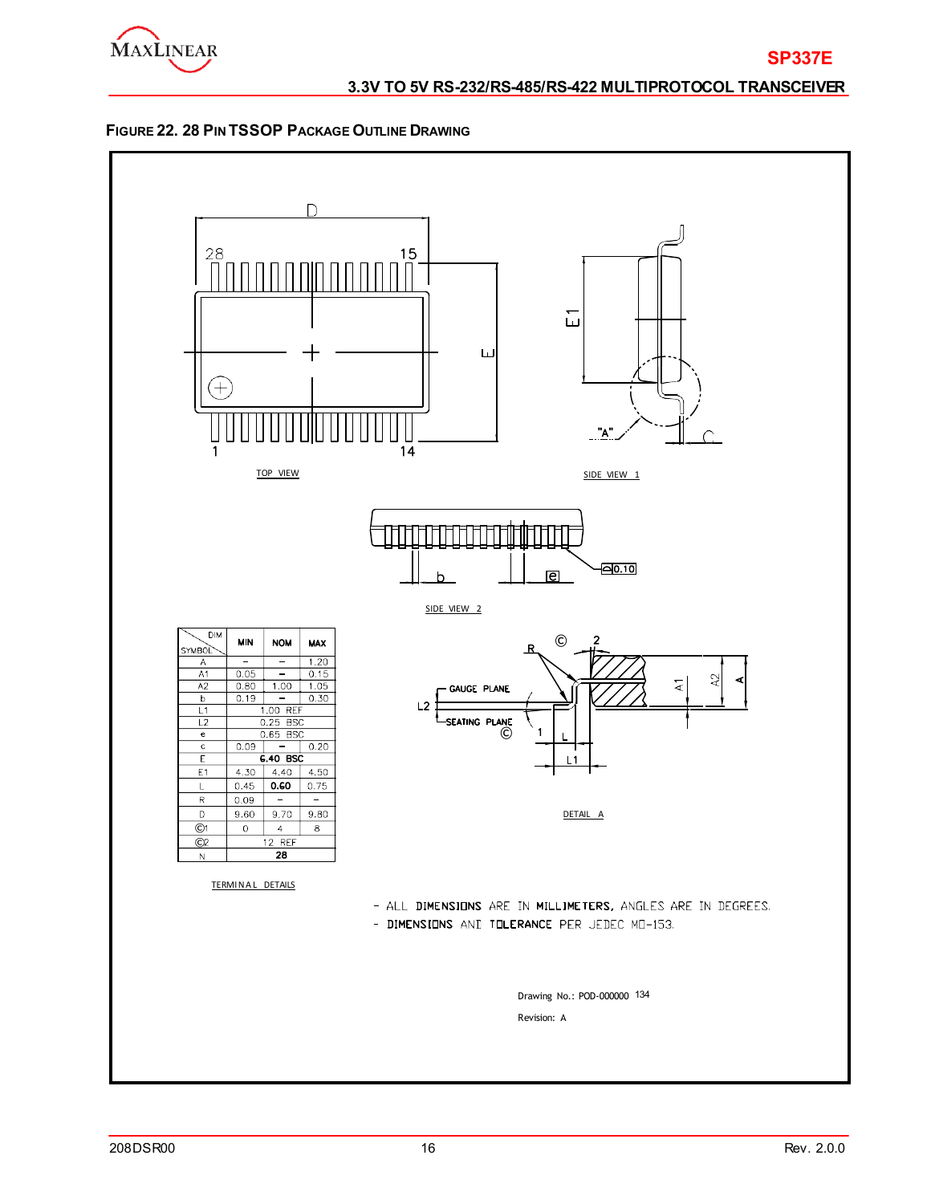**FIGURE 22. 28 PIN TSSOP PACKAGE OUTLINE DRAWING**

TOP VIEW

SIDE VIEW 1

SIDE VIEW 2

DETAIL A

| SYMBOL \ DIM | MIN | NOM | MAX |
|---|---|---|---|
| A | – | – | 1.20 |
| A1 | 0.05 | – | 0.15 |
| A2 | 0.80 | 1.00 | 1.05 |
| b | 0.19 | – | 0.30 |
| L1 | 1.00 REF | | |
| L2 | 0.25 BSC | | |
| e | 0.65 BSC | | |
| c | 0.09 | – | 0.20 |
| E | 6.40 BSC | | |
| E1 | 4.30 | 4.40 | 4.50 |
| L | 0.45 | 0.60 | 0.75 |
| R | 0.09 | – | – |
| D | 9.60 | 9.70 | 9.80 |
| Θ1 | 0 | 4 | 8 |
| Θ2 | 12 REF | | |
| N | 28 | | |

TERMINAL DETAILS

- ALL DIMENSIONS ARE IN MILLIMETERS, ANGLES ARE IN DEGREES.
- DIMENSIONS AND TOLERANCE PER JEDEC MO-153.

Drawing No.: POD-000000 134

Revision: A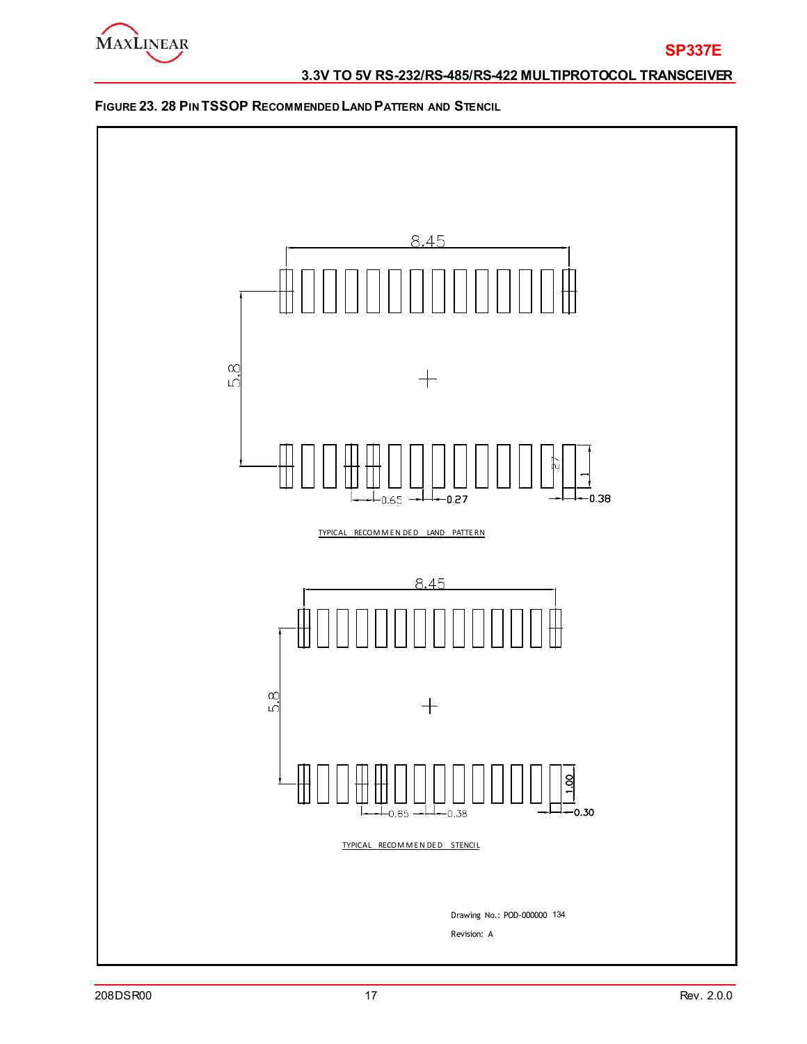**FIGURE 23. 28 PIN TSSOP RECOMMENDED LAND PATTERN AND STENCIL**

8.45

5.8

0.65 0.27 .27 1 0.38

TYPICAL RECOMMENDED LAND PATTERN

8.45

5.8

0.65 0.38 1.00 0.30

TYPICAL RECOMMENDED STENCIL

Drawing No.: POD-000000 134

Revision: A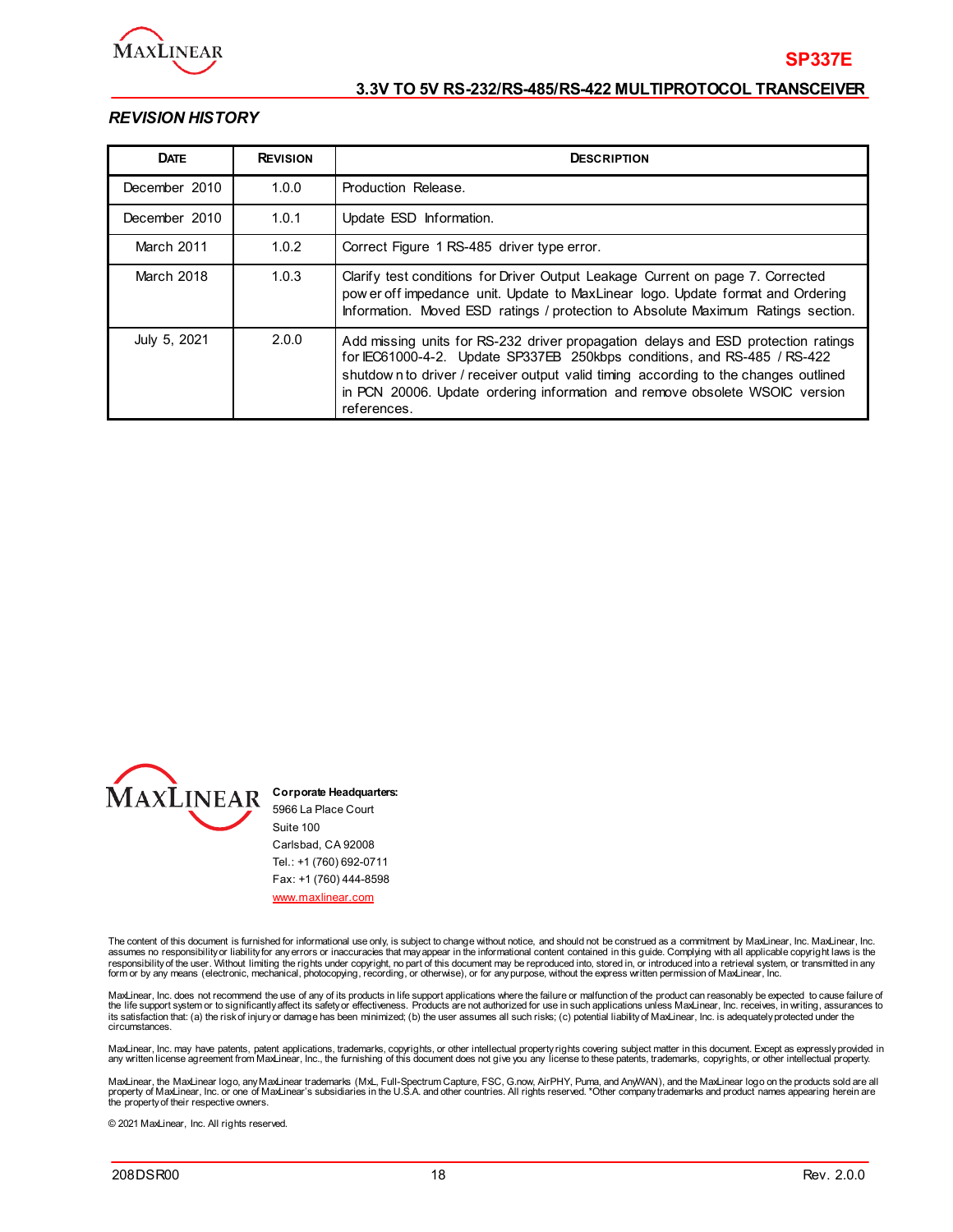## *REVISION HISTORY*

| DATE | REVISION | DESCRIPTION |
|---|---|---|
| December 2010 | 1.0.0 | Production Release. |
| December 2010 | 1.0.1 | Update ESD Information. |
| March 2011 | 1.0.2 | Correct Figure 1 RS-485 driver type error. |
| March 2018 | 1.0.3 | Clarify test conditions for Driver Output Leakage Current on page 7. Corrected power off impedance unit. Update to MaxLinear logo. Update format and Ordering Information. Moved ESD ratings / protection to Absolute Maximum Ratings section. |
| July 5, 2021 | 2.0.0 | Add missing units for RS-232 driver propagation delays and ESD protection ratings for IEC61000-4-2. Update SP337EB 250kbps conditions, and RS-485 / RS-422 shutdown to driver / receiver output valid timing according to the changes outlined in PCN 20006. Update ordering information and remove obsolete WSOIC version references. |

**Corporate Headquarters:**
5966 La Place Court
Suite 100
Carlsbad, CA 92008
Tel.: +1 (760) 692-0711
Fax: +1 (760) 444-8598
www.maxlinear.com

The content of this document is furnished for informational use only, is subject to change without notice, and should not be construed as a commitment by MaxLinear, Inc. MaxLinear, Inc. assumes no responsibility or liability for any errors or inaccuracies that may appear in the informational content contained in this guide. Complying with all applicable copyright laws is the responsibility of the user. Without limiting the rights under copyright, no part of this document may be reproduced into, stored in, or introduced into a retrieval system, or transmitted in any form or by any means (electronic, mechanical, photocopying, recording, or otherwise), or for any purpose, without the express written permission of MaxLinear, Inc.

MaxLinear, Inc. does not recommend the use of any of its products in life support applications where the failure or malfunction of the product can reasonably be expected to cause failure of the life support system or to significantly affect its safety or effectiveness. Products are not authorized for use in such applications unless MaxLinear, Inc. receives, in writing, assurances to its satisfaction that: (a) the risk of injury or damage has been minimized; (b) the user assumes all such risks; (c) potential liability of MaxLinear, Inc. is adequately protected under the circumstances.

MaxLinear, Inc. may have patents, patent applications, trademarks, copyrights, or other intellectual property rights covering subject matter in this document. Except as expressly provided in any written license agreement from MaxLinear, Inc., the furnishing of this document does not give you any license to these patents, trademarks, copyrights, or other intellectual property.

MaxLinear, the MaxLinear logo, any MaxLinear trademarks (MxL, Full-Spectrum Capture, FSC, G.now, AirPHY, Puma, and AnyWAN), and the MaxLinear logo on the products sold are all property of MaxLinear, Inc. or one of MaxLinear's subsidiaries in the U.S.A. and other countries. All rights reserved. *Other company trademarks and product names appearing herein are the property of their respective owners.

© 2021 MaxLinear, Inc. All rights reserved.